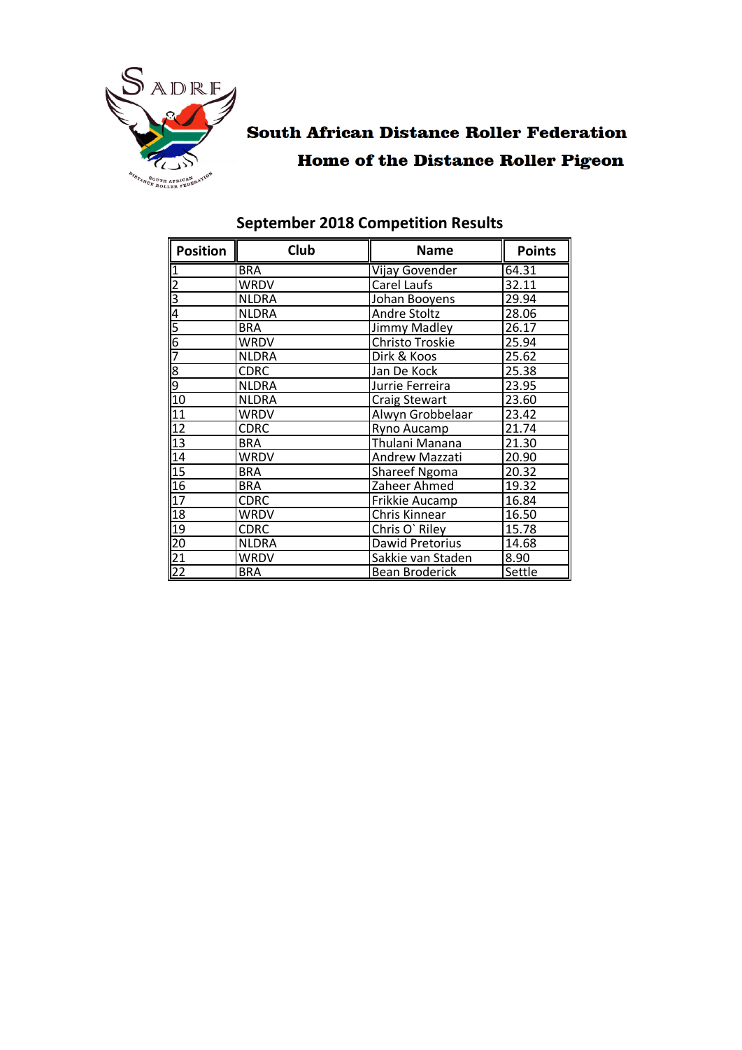# South African Distance Roller Federation

## Home of the Distance Roller Pigeon

### September 2018 Competition Results

| Position | Club | Name | Points |
|---|---|---|---|
| 1 | BRA | Vijay Govender | 64.31 |
| 2 | WRDV | Carel Laufs | 32.11 |
| 3 | NLDRA | Johan Booyens | 29.94 |
| 4 | NLDRA | Andre Stoltz | 28.06 |
| 5 | BRA | Jimmy Madley | 26.17 |
| 6 | WRDV | Christo Troskie | 25.94 |
| 7 | NLDRA | Dirk & Koos | 25.62 |
| 8 | CDRC | Jan De Kock | 25.38 |
| 9 | NLDRA | Jurrie Ferreira | 23.95 |
| 10 | NLDRA | Craig Stewart | 23.60 |
| 11 | WRDV | Alwyn Grobbelaar | 23.42 |
| 12 | CDRC | Ryno Aucamp | 21.74 |
| 13 | BRA | Thulani Manana | 21.30 |
| 14 | WRDV | Andrew Mazzati | 20.90 |
| 15 | BRA | Shareef Ngoma | 20.32 |
| 16 | BRA | Zaheer Ahmed | 19.32 |
| 17 | CDRC | Frikkie Aucamp | 16.84 |
| 18 | WRDV | Chris Kinnear | 16.50 |
| 19 | CDRC | Chris O` Riley | 15.78 |
| 20 | NLDRA | Dawid Pretorius | 14.68 |
| 21 | WRDV | Sakkie van Staden | 8.90 |
| 22 | BRA | Bean Broderick | Settle |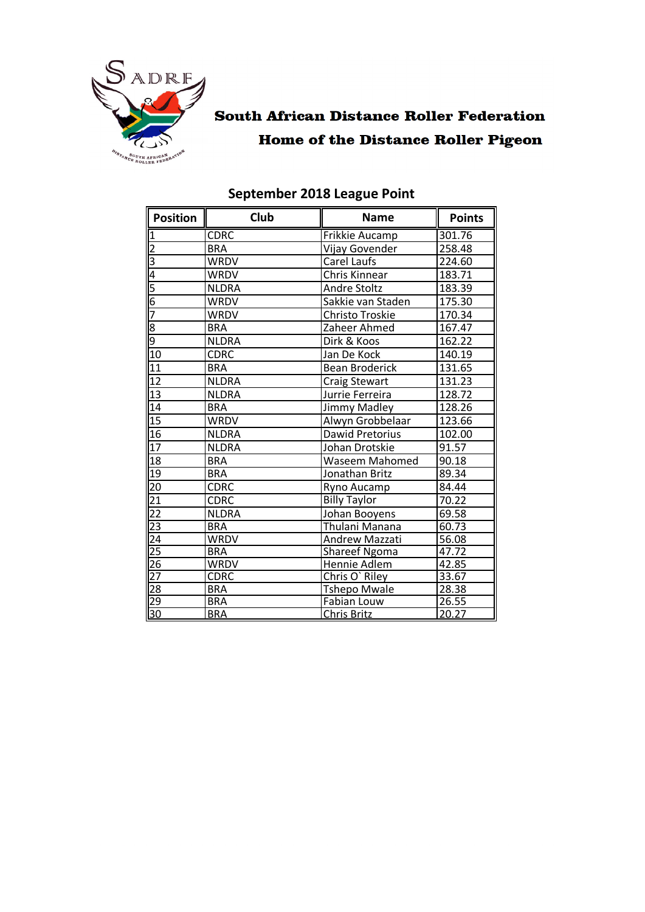**South African Distance Roller Federation**

**Home of the Distance Roller Pigeon**

## September 2018 League Point

| Position | Club | Name | Points |
|---|---|---|---|
| 1 | CDRC | Frikkie Aucamp | 301.76 |
| 2 | BRA | Vijay Govender | 258.48 |
| 3 | WRDV | Carel Laufs | 224.60 |
| 4 | WRDV | Chris Kinnear | 183.71 |
| 5 | NLDRA | Andre Stoltz | 183.39 |
| 6 | WRDV | Sakkie van Staden | 175.30 |
| 7 | WRDV | Christo Troskie | 170.34 |
| 8 | BRA | Zaheer Ahmed | 167.47 |
| 9 | NLDRA | Dirk & Koos | 162.22 |
| 10 | CDRC | Jan De Kock | 140.19 |
| 11 | BRA | Bean Broderick | 131.65 |
| 12 | NLDRA | Craig Stewart | 131.23 |
| 13 | NLDRA | Jurrie Ferreira | 128.72 |
| 14 | BRA | Jimmy Madley | 128.26 |
| 15 | WRDV | Alwyn Grobbelaar | 123.66 |
| 16 | NLDRA | Dawid Pretorius | 102.00 |
| 17 | NLDRA | Johan Drotskie | 91.57 |
| 18 | BRA | Waseem Mahomed | 90.18 |
| 19 | BRA | Jonathan Britz | 89.34 |
| 20 | CDRC | Ryno Aucamp | 84.44 |
| 21 | CDRC | Billy Taylor | 70.22 |
| 22 | NLDRA | Johan Booyens | 69.58 |
| 23 | BRA | Thulani Manana | 60.73 |
| 24 | WRDV | Andrew Mazzati | 56.08 |
| 25 | BRA | Shareef Ngoma | 47.72 |
| 26 | WRDV | Hennie Adlem | 42.85 |
| 27 | CDRC | Chris O` Riley | 33.67 |
| 28 | BRA | Tshepo Mwale | 28.38 |
| 29 | BRA | Fabian Louw | 26.55 |
| 30 | BRA | Chris Britz | 20.27 |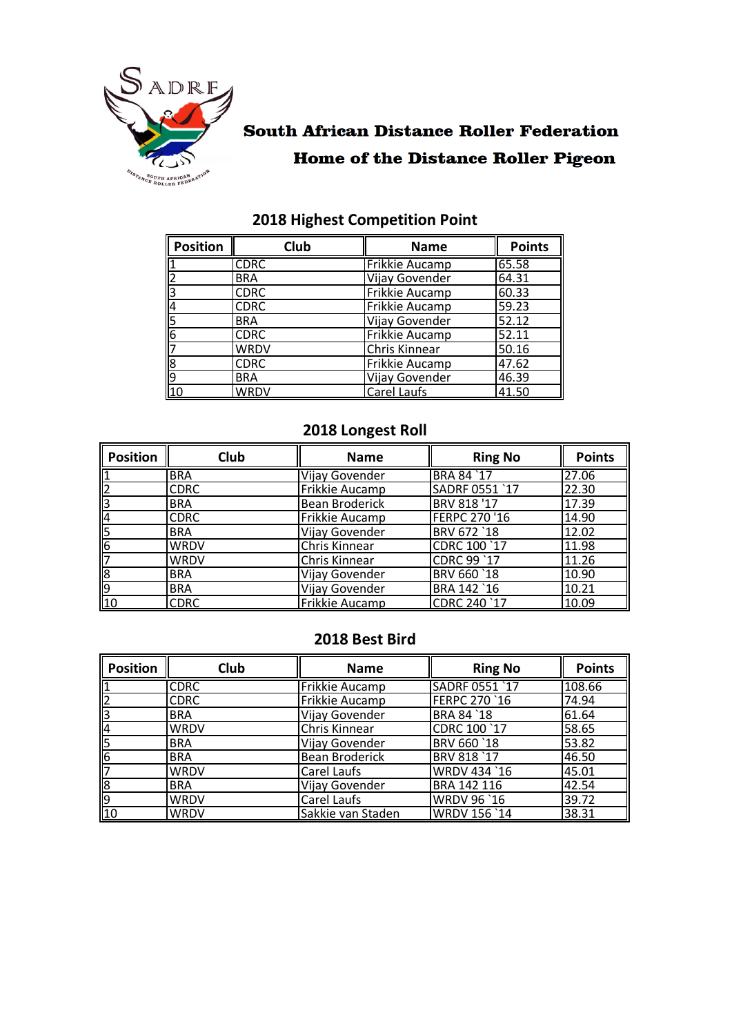# South African Distance Roller Federation

## Home of the Distance Roller Pigeon

### 2018 Highest Competition Point

| Position | Club | Name | Points |
|---|---|---|---|
| 1 | CDRC | Frikkie Aucamp | 65.58 |
| 2 | BRA | Vijay Govender | 64.31 |
| 3 | CDRC | Frikkie Aucamp | 60.33 |
| 4 | CDRC | Frikkie Aucamp | 59.23 |
| 5 | BRA | Vijay Govender | 52.12 |
| 6 | CDRC | Frikkie Aucamp | 52.11 |
| 7 | WRDV | Chris Kinnear | 50.16 |
| 8 | CDRC | Frikkie Aucamp | 47.62 |
| 9 | BRA | Vijay Govender | 46.39 |
| 10 | WRDV | Carel Laufs | 41.50 |

### 2018 Longest Roll

| Position | Club | Name | Ring No | Points |
|---|---|---|---|---|
| 1 | BRA | Vijay Govender | BRA 84 `17 | 27.06 |
| 2 | CDRC | Frikkie Aucamp | SADRF 0551 `17 | 22.30 |
| 3 | BRA | Bean Broderick | BRV 818 '17 | 17.39 |
| 4 | CDRC | Frikkie Aucamp | FERPC 270 '16 | 14.90 |
| 5 | BRA | Vijay Govender | BRV 672 `18 | 12.02 |
| 6 | WRDV | Chris Kinnear | CDRC 100 `17 | 11.98 |
| 7 | WRDV | Chris Kinnear | CDRC 99 `17 | 11.26 |
| 8 | BRA | Vijay Govender | BRV 660 `18 | 10.90 |
| 9 | BRA | Vijay Govender | BRA 142 `16 | 10.21 |
| 10 | CDRC | Frikkie Aucamp | CDRC 240 `17 | 10.09 |

### 2018 Best Bird

| Position | Club | Name | Ring No | Points |
|---|---|---|---|---|
| 1 | CDRC | Frikkie Aucamp | SADRF 0551 `17 | 108.66 |
| 2 | CDRC | Frikkie Aucamp | FERPC 270 `16 | 74.94 |
| 3 | BRA | Vijay Govender | BRA 84 `18 | 61.64 |
| 4 | WRDV | Chris Kinnear | CDRC 100 `17 | 58.65 |
| 5 | BRA | Vijay Govender | BRV 660 `18 | 53.82 |
| 6 | BRA | Bean Broderick | BRV 818 `17 | 46.50 |
| 7 | WRDV | Carel Laufs | WRDV 434 `16 | 45.01 |
| 8 | BRA | Vijay Govender | BRA 142 116 | 42.54 |
| 9 | WRDV | Carel Laufs | WRDV 96 `16 | 39.72 |
| 10 | WRDV | Sakkie van Staden | WRDV 156 `14 | 38.31 |